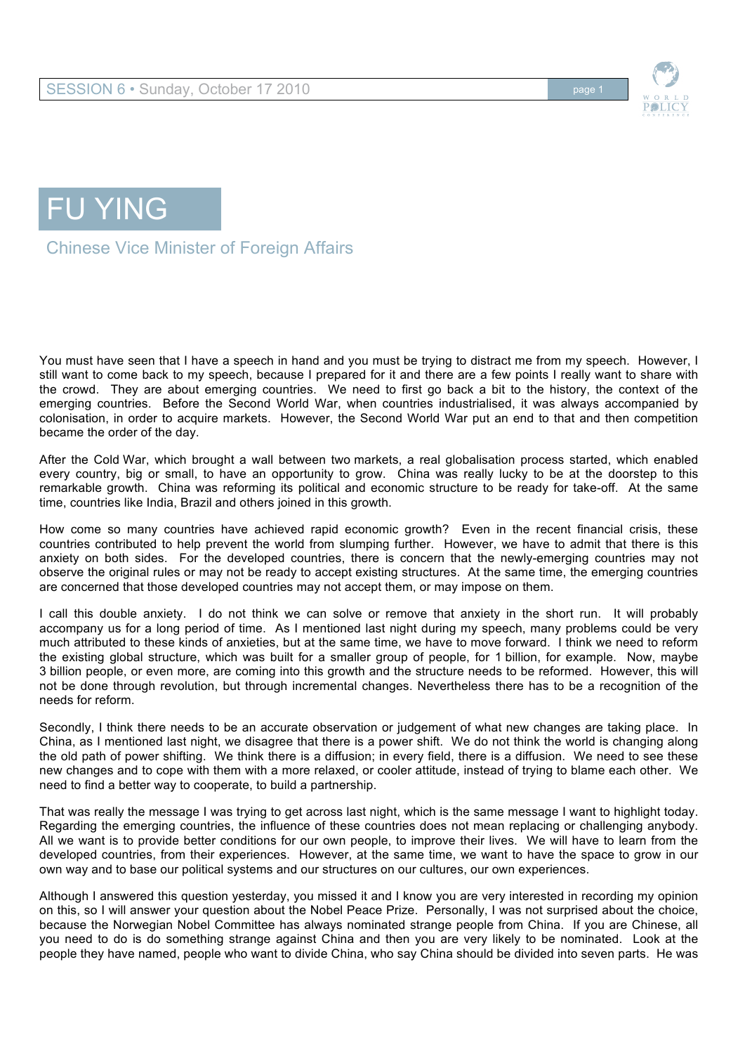# FU YING

## Chinese Vice Minister of Foreign Affairs

You must have seen that I have a speech in hand and you must be trying to distract me from my speech. However, I still want to come back to my speech, because I prepared for it and there are a few points I really want to share with the crowd. They are about emerging countries. We need to first go back a bit to the history, the context of the emerging countries. Before the Second World War, when countries industrialised, it was always accompanied by colonisation, in order to acquire markets. However, the Second World War put an end to that and then competition became the order of the day.

After the Cold War, which brought a wall between two markets, a real globalisation process started, which enabled every country, big or small, to have an opportunity to grow. China was really lucky to be at the doorstep to this remarkable growth. China was reforming its political and economic structure to be ready for take-off. At the same time, countries like India, Brazil and others joined in this growth.

How come so many countries have achieved rapid economic growth? Even in the recent financial crisis, these countries contributed to help prevent the world from slumping further. However, we have to admit that there is this anxiety on both sides. For the developed countries, there is concern that the newly-emerging countries may not observe the original rules or may not be ready to accept existing structures. At the same time, the emerging countries are concerned that those developed countries may not accept them, or may impose on them.

I call this double anxiety. I do not think we can solve or remove that anxiety in the short run. It will probably accompany us for a long period of time. As I mentioned last night during my speech, many problems could be very much attributed to these kinds of anxieties, but at the same time, we have to move forward. I think we need to reform the existing global structure, which was built for a smaller group of people, for 1 billion, for example. Now, maybe 3 billion people, or even more, are coming into this growth and the structure needs to be reformed. However, this will not be done through revolution, but through incremental changes. Nevertheless there has to be a recognition of the needs for reform.

Secondly, I think there needs to be an accurate observation or judgement of what new changes are taking place. In China, as I mentioned last night, we disagree that there is a power shift. We do not think the world is changing along the old path of power shifting. We think there is a diffusion; in every field, there is a diffusion. We need to see these new changes and to cope with them with a more relaxed, or cooler attitude, instead of trying to blame each other. We need to find a better way to cooperate, to build a partnership.

That was really the message I was trying to get across last night, which is the same message I want to highlight today. Regarding the emerging countries, the influence of these countries does not mean replacing or challenging anybody. All we want is to provide better conditions for our own people, to improve their lives. We will have to learn from the developed countries, from their experiences. However, at the same time, we want to have the space to grow in our own way and to base our political systems and our structures on our cultures, our own experiences.

Although I answered this question yesterday, you missed it and I know you are very interested in recording my opinion on this, so I will answer your question about the Nobel Peace Prize. Personally, I was not surprised about the choice, because the Norwegian Nobel Committee has always nominated strange people from China. If you are Chinese, all you need to do is do something strange against China and then you are very likely to be nominated. Look at the people they have named, people who want to divide China, who say China should be divided into seven parts. He was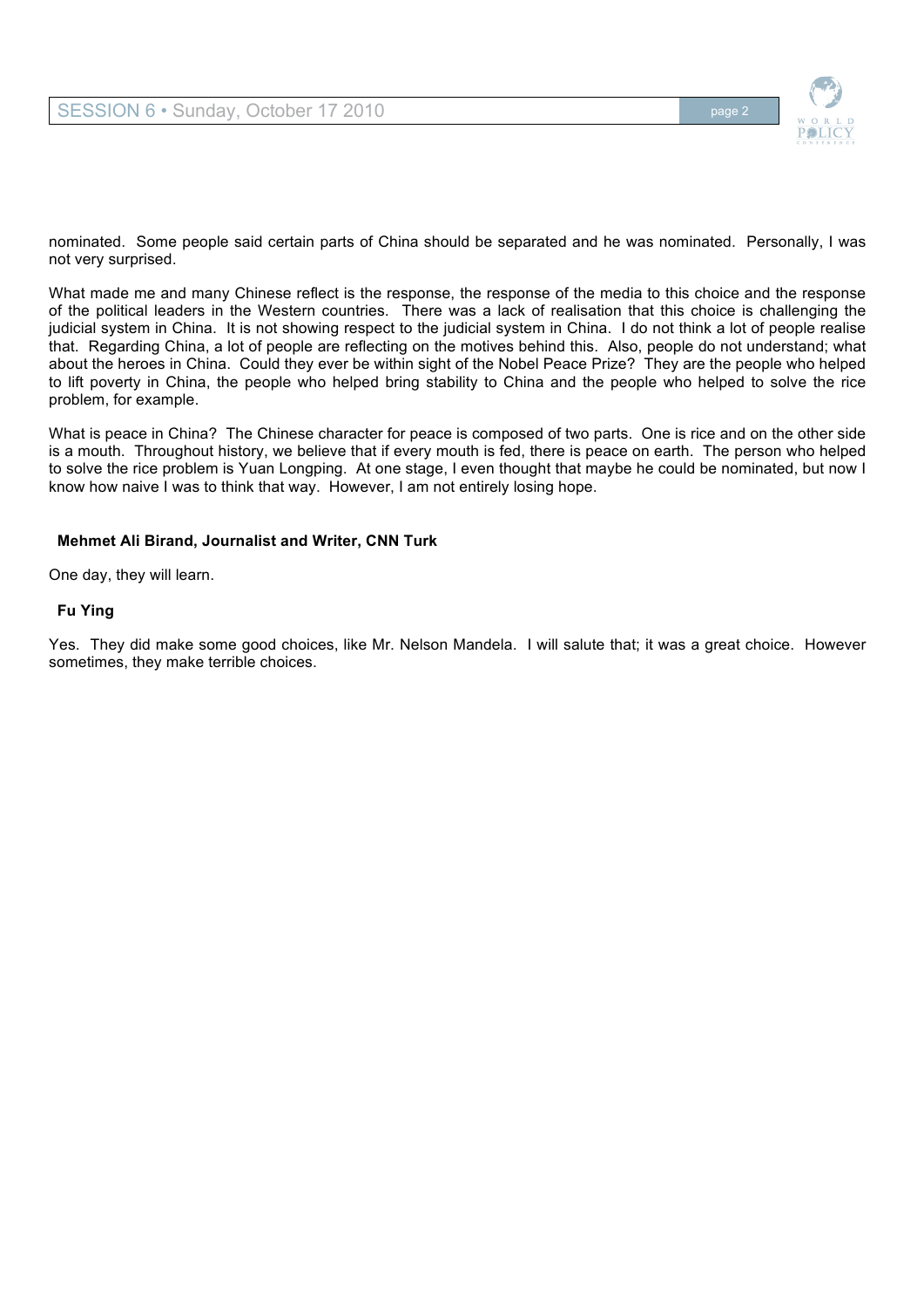nominated. Some people said certain parts of China should be separated and he was nominated. Personally, I was not very surprised.

What made me and many Chinese reflect is the response, the response of the media to this choice and the response of the political leaders in the Western countries. There was a lack of realisation that this choice is challenging the judicial system in China. It is not showing respect to the judicial system in China. I do not think a lot of people realise that. Regarding China, a lot of people are reflecting on the motives behind this. Also, people do not understand; what about the heroes in China. Could they ever be within sight of the Nobel Peace Prize? They are the people who helped to lift poverty in China, the people who helped bring stability to China and the people who helped to solve the rice problem, for example.

What is peace in China? The Chinese character for peace is composed of two parts. One is rice and on the other side is a mouth. Throughout history, we believe that if every mouth is fed, there is peace on earth. The person who helped to solve the rice problem is Yuan Longping. At one stage, I even thought that maybe he could be nominated, but now I know how naive I was to think that way. However, I am not entirely losing hope.

**Mehmet Ali Birand, Journalist and Writer, CNN Turk**

One day, they will learn.

**Fu Ying**

Yes. They did make some good choices, like Mr. Nelson Mandela. I will salute that; it was a great choice. However sometimes, they make terrible choices.